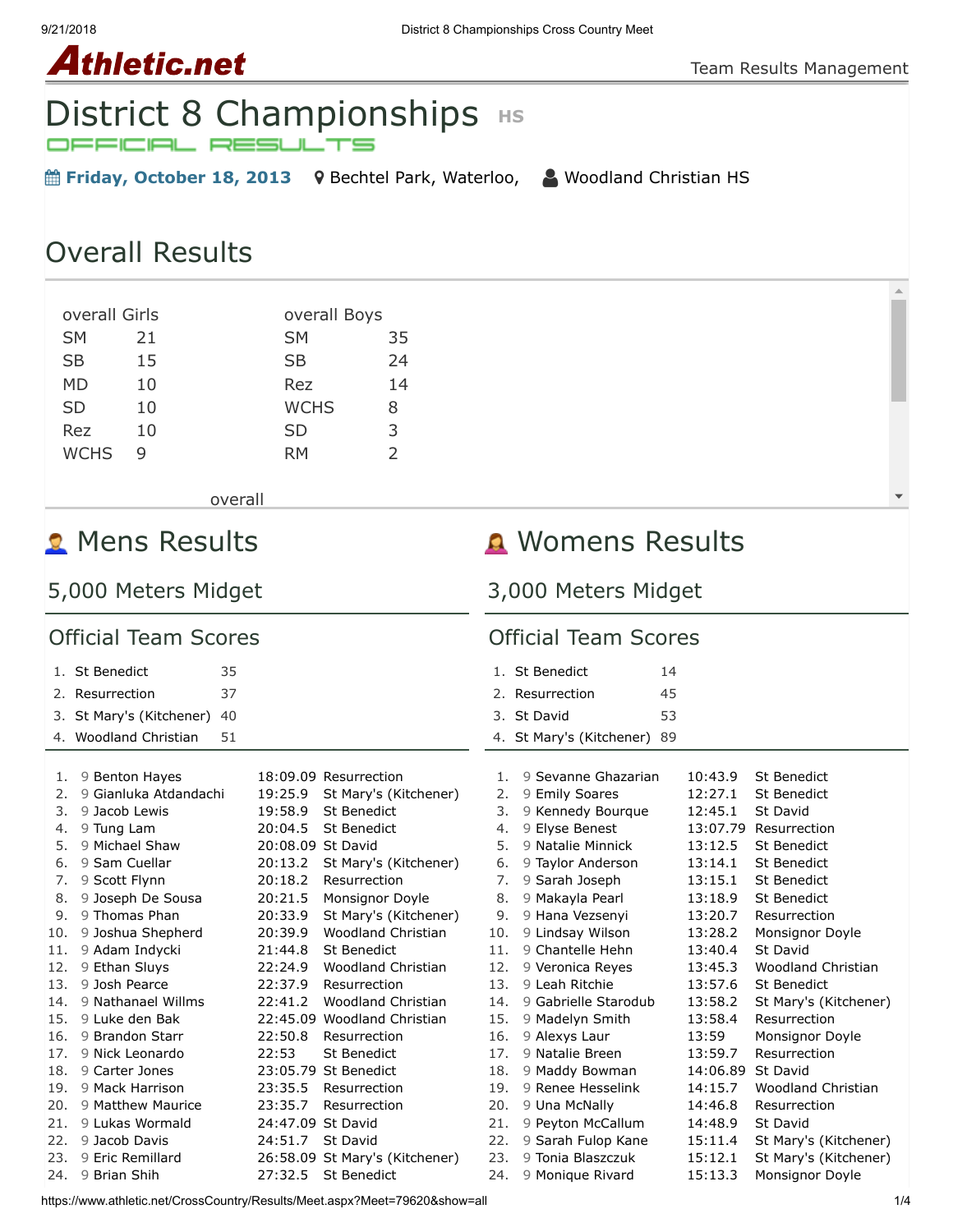# District 8 Championships HS

OFFICIAL RESULTS

**Friday, October 18, 2013** Bechtel Park, Waterloo, Woodland Christian HS

## Overall Results

| overall Girls | | overall Boys | |
|---|---|---|---|
| SM | 21 | SM | 35 |
| SB | 15 | SB | 24 |
| MD | 10 | Rez | 14 |
| SD | 10 | WCHS | 8 |
| Rez | 10 | SD | 3 |
| WCHS | 9 | RM | 2 |

overall

## Mens Results

### 5,000 Meters Midget

### Official Team Scores

| | Team | Score |
|---|---|---|
| 1. | St Benedict | 35 |
| 2. | Resurrection | 37 |
| 3. | St Mary's (Kitchener) | 40 |
| 4. | Woodland Christian | 51 |

| Place | Grade | Name | Time | School |
|---|---|---|---|---|
| 1. | 9 | Benton Hayes | 18:09.09 | Resurrection |
| 2. | 9 | Gianluka Atdandachi | 19:25.9 | St Mary's (Kitchener) |
| 3. | 9 | Jacob Lewis | 19:58.9 | St Benedict |
| 4. | 9 | Tung Lam | 20:04.5 | St Benedict |
| 5. | 9 | Michael Shaw | 20:08.09 | St David |
| 6. | 9 | Sam Cuellar | 20:13.2 | St Mary's (Kitchener) |
| 7. | 9 | Scott Flynn | 20:18.2 | Resurrection |
| 8. | 9 | Joseph De Sousa | 20:21.5 | Monsignor Doyle |
| 9. | 9 | Thomas Phan | 20:33.9 | St Mary's (Kitchener) |
| 10. | 9 | Joshua Shepherd | 20:39.9 | Woodland Christian |
| 11. | 9 | Adam Indycki | 21:44.8 | St Benedict |
| 12. | 9 | Ethan Sluys | 22:24.9 | Woodland Christian |
| 13. | 9 | Josh Pearce | 22:37.9 | Resurrection |
| 14. | 9 | Nathanael Willms | 22:41.2 | Woodland Christian |
| 15. | 9 | Luke den Bak | 22:45.09 | Woodland Christian |
| 16. | 9 | Brandon Starr | 22:50.8 | Resurrection |
| 17. | 9 | Nick Leonardo | 22:53 | St Benedict |
| 18. | 9 | Carter Jones | 23:05.79 | St Benedict |
| 19. | 9 | Mack Harrison | 23:35.5 | Resurrection |
| 20. | 9 | Matthew Maurice | 23:35.7 | Resurrection |
| 21. | 9 | Lukas Wormald | 24:47.09 | St David |
| 22. | 9 | Jacob Davis | 24:51.7 | St David |
| 23. | 9 | Eric Remillard | 26:58.09 | St Mary's (Kitchener) |
| 24. | 9 | Brian Shih | 27:32.5 | St Benedict |

## Womens Results

### 3,000 Meters Midget

### Official Team Scores

| | Team | Score |
|---|---|---|
| 1. | St Benedict | 14 |
| 2. | Resurrection | 45 |
| 3. | St David | 53 |
| 4. | St Mary's (Kitchener) | 89 |

| Place | Grade | Name | Time | School |
|---|---|---|---|---|
| 1. | 9 | Sevanne Ghazarian | 10:43.9 | St Benedict |
| 2. | 9 | Emily Soares | 12:27.1 | St Benedict |
| 3. | 9 | Kennedy Bourque | 12:45.1 | St David |
| 4. | 9 | Elyse Benest | 13:07.79 | Resurrection |
| 5. | 9 | Natalie Minnick | 13:12.5 | St Benedict |
| 6. | 9 | Taylor Anderson | 13:14.1 | St Benedict |
| 7. | 9 | Sarah Joseph | 13:15.1 | St Benedict |
| 8. | 9 | Makayla Pearl | 13:18.9 | St Benedict |
| 9. | 9 | Hana Vezsenyi | 13:20.7 | Resurrection |
| 10. | 9 | Lindsay Wilson | 13:28.2 | Monsignor Doyle |
| 11. | 9 | Chantelle Hehn | 13:40.4 | St David |
| 12. | 9 | Veronica Reyes | 13:45.3 | Woodland Christian |
| 13. | 9 | Leah Ritchie | 13:57.6 | St Benedict |
| 14. | 9 | Gabrielle Starodub | 13:58.2 | St Mary's (Kitchener) |
| 15. | 9 | Madelyn Smith | 13:58.4 | Resurrection |
| 16. | 9 | Alexys Laur | 13:59 | Monsignor Doyle |
| 17. | 9 | Natalie Breen | 13:59.7 | Resurrection |
| 18. | 9 | Maddy Bowman | 14:06.89 | St David |
| 19. | 9 | Renee Hesselink | 14:15.7 | Woodland Christian |
| 20. | 9 | Una McNally | 14:46.8 | Resurrection |
| 21. | 9 | Peyton McCallum | 14:48.9 | St David |
| 22. | 9 | Sarah Fulop Kane | 15:11.4 | St Mary's (Kitchener) |
| 23. | 9 | Tonia Blaszczuk | 15:12.1 | St Mary's (Kitchener) |
| 24. | 9 | Monique Rivard | 15:13.3 | Monsignor Doyle |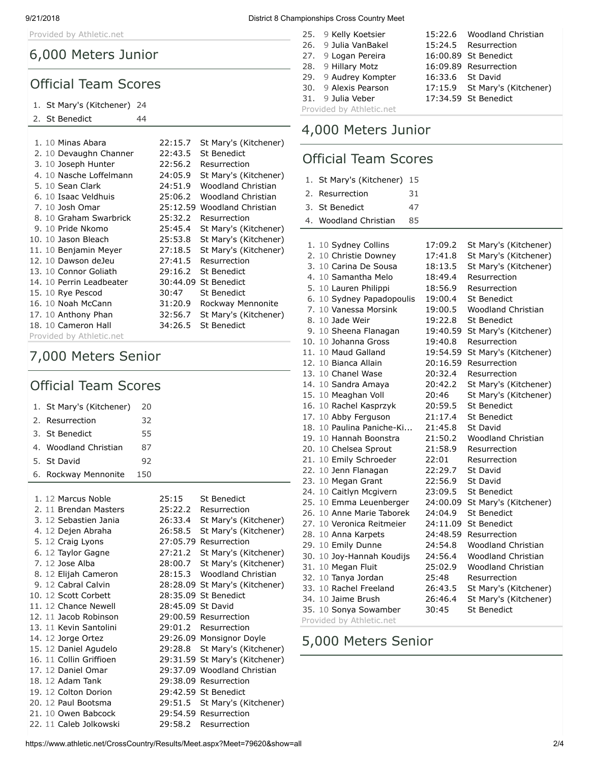Provided by Athletic.net

## 6,000 Meters Junior

### Official Team Scores

| Place | Team | Score |
|---|---|---|
| 1. | St Mary's (Kitchener) | 24 |
| 2. | St Benedict | 44 |

| Place | Grade | Name | Time | School |
|---|---|---|---|---|
| 1. | 10 | Minas Abara | 22:15.7 | St Mary's (Kitchener) |
| 2. | 10 | Devaughn Channer | 22:43.5 | St Benedict |
| 3. | 10 | Joseph Hunter | 22:56.2 | Resurrection |
| 4. | 10 | Nasche Loffelmann | 24:05.9 | St Mary's (Kitchener) |
| 5. | 10 | Sean Clark | 24:51.9 | Woodland Christian |
| 6. | 10 | Isaac Veldhuis | 25:06.2 | Woodland Christian |
| 7. | 10 | Josh Omar | 25:12.59 | Woodland Christian |
| 8. | 10 | Graham Swarbrick | 25:32.2 | Resurrection |
| 9. | 10 | Pride Nkomo | 25:45.4 | St Mary's (Kitchener) |
| 10. | 10 | Jason Bleach | 25:53.8 | St Mary's (Kitchener) |
| 11. | 10 | Benjamin Meyer | 27:18.5 | St Mary's (Kitchener) |
| 12. | 10 | Dawson deJeu | 27:41.5 | Resurrection |
| 13. | 10 | Connor Goliath | 29:16.2 | St Benedict |
| 14. | 10 | Perrin Leadbeater | 30:44.09 | St Benedict |
| 15. | 10 | Rye Pescod | 30:47 | St Benedict |
| 16. | 10 | Noah McCann | 31:20.9 | Rockway Mennonite |
| 17. | 10 | Anthony Phan | 32:56.7 | St Mary's (Kitchener) |
| 18. | 10 | Cameron Hall | 34:26.5 | St Benedict |

Provided by Athletic.net

## 7,000 Meters Senior

### Official Team Scores

| Place | Team | Score |
|---|---|---|
| 1. | St Mary's (Kitchener) | 20 |
| 2. | Resurrection | 32 |
| 3. | St Benedict | 55 |
| 4. | Woodland Christian | 87 |
| 5. | St David | 92 |
| 6. | Rockway Mennonite | 150 |

| Place | Grade | Name | Time | School |
|---|---|---|---|---|
| 1. | 12 | Marcus Noble | 25:15 | St Benedict |
| 2. | 11 | Brendan Masters | 25:22.2 | Resurrection |
| 3. | 12 | Sebastien Jania | 26:33.4 | St Mary's (Kitchener) |
| 4. | 12 | Dejen Abraha | 26:58.5 | St Mary's (Kitchener) |
| 5. | 12 | Craig Lyons | 27:05.79 | Resurrection |
| 6. | 12 | Taylor Gagne | 27:21.2 | St Mary's (Kitchener) |
| 7. | 12 | Jose Alba | 28:00.7 | St Mary's (Kitchener) |
| 8. | 12 | Elijah Cameron | 28:15.3 | Woodland Christian |
| 9. | 12 | Cabral Calvin | 28:28.09 | St Mary's (Kitchener) |
| 10. | 12 | Scott Corbett | 28:35.09 | St Benedict |
| 11. | 12 | Chance Newell | 28:45.09 | St David |
| 12. | 11 | Jacob Robinson | 29:00.59 | Resurrection |
| 13. | 11 | Kevin Santolini | 29:01.2 | Resurrection |
| 14. | 12 | Jorge Ortez | 29:26.09 | Monsignor Doyle |
| 15. | 12 | Daniel Agudelo | 29:28.8 | St Mary's (Kitchener) |
| 16. | 11 | Collin Griffioen | 29:31.59 | St Mary's (Kitchener) |
| 17. | 12 | Daniel Omar | 29:37.09 | Woodland Christian |
| 18. | 12 | Adam Tank | 29:38.09 | Resurrection |
| 19. | 12 | Colton Dorion | 29:42.59 | St Benedict |
| 20. | 12 | Paul Bootsma | 29:51.5 | St Mary's (Kitchener) |
| 21. | 10 | Owen Babcock | 29:54.59 | Resurrection |
| 22. | 11 | Caleb Jolkowski | 29:58.2 | Resurrection |
| 25. | 9 | Kelly Koetsier | 15:22.6 | Woodland Christian |
| 26. | 9 | Julia VanBakel | 15:24.5 | Resurrection |
| 27. | 9 | Logan Pereira | 16:00.89 | St Benedict |
| 28. | 9 | Hillary Motz | 16:09.89 | Resurrection |
| 29. | 9 | Audrey Kompter | 16:33.6 | St David |
| 30. | 9 | Alexis Pearson | 17:15.9 | St Mary's (Kitchener) |
| 31. | 9 | Julia Veber | 17:34.59 | St Benedict |

Provided by Athletic.net

## 4,000 Meters Junior

### Official Team Scores

| Place | Team | Score |
|---|---|---|
| 1. | St Mary's (Kitchener) | 15 |
| 2. | Resurrection | 31 |
| 3. | St Benedict | 47 |
| 4. | Woodland Christian | 85 |

| Place | Grade | Name | Time | School |
|---|---|---|---|---|
| 1. | 10 | Sydney Collins | 17:09.2 | St Mary's (Kitchener) |
| 2. | 10 | Christie Downey | 17:41.8 | St Mary's (Kitchener) |
| 3. | 10 | Carina De Sousa | 18:13.5 | St Mary's (Kitchener) |
| 4. | 10 | Samantha Melo | 18:49.4 | Resurrection |
| 5. | 10 | Lauren Philippi | 18:56.9 | Resurrection |
| 6. | 10 | Sydney Papadopoulis | 19:00.4 | St Benedict |
| 7. | 10 | Vanessa Morsink | 19:00.5 | Woodland Christian |
| 8. | 10 | Jade Weir | 19:22.8 | St Benedict |
| 9. | 10 | Sheena Flanagan | 19:40.59 | St Mary's (Kitchener) |
| 10. | 10 | Johanna Gross | 19:40.8 | Resurrection |
| 11. | 10 | Maud Galland | 19:54.59 | St Mary's (Kitchener) |
| 12. | 10 | Bianca Allain | 20:16.59 | Resurrection |
| 13. | 10 | Chanel Wase | 20:32.4 | Resurrection |
| 14. | 10 | Sandra Amaya | 20:42.2 | St Mary's (Kitchener) |
| 15. | 10 | Meaghan Voll | 20:46 | St Mary's (Kitchener) |
| 16. | 10 | Rachel Kasprzyk | 20:59.5 | St Benedict |
| 17. | 10 | Abby Ferguson | 21:17.4 | St Benedict |
| 18. | 10 | Paulina Paniche-Ki... | 21:45.8 | St David |
| 19. | 10 | Hannah Boonstra | 21:50.2 | Woodland Christian |
| 20. | 10 | Chelsea Sprout | 21:58.9 | Resurrection |
| 21. | 10 | Emily Schroeder | 22:01 | Resurrection |
| 22. | 10 | Jenn Flanagan | 22:29.7 | St David |
| 23. | 10 | Megan Grant | 22:56.9 | St David |
| 24. | 10 | Caitlyn Mcgivern | 23:09.5 | St Benedict |
| 25. | 10 | Emma Leuenberger | 24:00.09 | St Mary's (Kitchener) |
| 26. | 10 | Anne Marie Taborek | 24:04.9 | St Benedict |
| 27. | 10 | Veronica Reitmeier | 24:11.09 | St Benedict |
| 28. | 10 | Anna Karpets | 24:48.59 | Resurrection |
| 29. | 10 | Emily Dunne | 24:54.8 | Woodland Christian |
| 30. | 10 | Joy-Hannah Koudijs | 24:56.4 | Woodland Christian |
| 31. | 10 | Megan Fluit | 25:02.9 | Woodland Christian |
| 32. | 10 | Tanya Jordan | 25:48 | Resurrection |
| 33. | 10 | Rachel Freeland | 26:43.5 | St Mary's (Kitchener) |
| 34. | 10 | Jaime Brush | 26:46.4 | St Mary's (Kitchener) |
| 35. | 10 | Sonya Sowamber | 30:45 | St Benedict |

Provided by Athletic.net

## 5,000 Meters Senior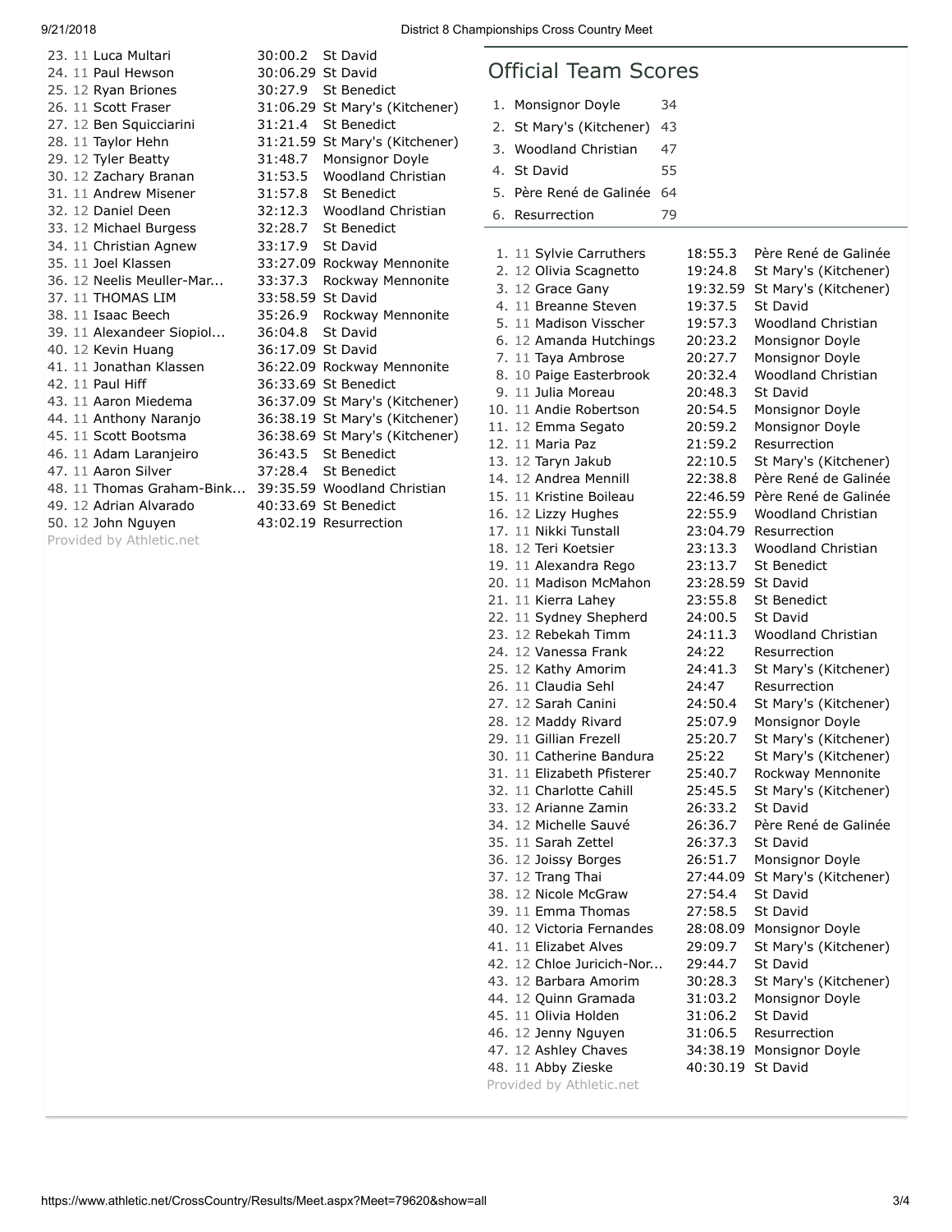| Place | Grade | Name | Time | School |
|---|---|---|---|---|
| 23. | 11 | Luca Multari | 30:00.2 | St David |
| 24. | 11 | Paul Hewson | 30:06.29 | St David |
| 25. | 12 | Ryan Briones | 30:27.9 | St Benedict |
| 26. | 11 | Scott Fraser | 31:06.29 | St Mary's (Kitchener) |
| 27. | 12 | Ben Squicciarini | 31:21.4 | St Benedict |
| 28. | 11 | Taylor Hehn | 31:21.59 | St Mary's (Kitchener) |
| 29. | 12 | Tyler Beatty | 31:48.7 | Monsignor Doyle |
| 30. | 12 | Zachary Branan | 31:53.5 | Woodland Christian |
| 31. | 11 | Andrew Misener | 31:57.8 | St Benedict |
| 32. | 12 | Daniel Deen | 32:12.3 | Woodland Christian |
| 33. | 12 | Michael Burgess | 32:28.7 | St Benedict |
| 34. | 11 | Christian Agnew | 33:17.9 | St David |
| 35. | 11 | Joel Klassen | 33:27.09 | Rockway Mennonite |
| 36. | 12 | Neelis Meuller-Mar... | 33:37.3 | Rockway Mennonite |
| 37. | 11 | THOMAS LIM | 33:58.59 | St David |
| 38. | 11 | Isaac Beech | 35:26.9 | Rockway Mennonite |
| 39. | 11 | Alexandeer Siopiol... | 36:04.8 | St David |
| 40. | 12 | Kevin Huang | 36:17.09 | St David |
| 41. | 11 | Jonathan Klassen | 36:22.09 | Rockway Mennonite |
| 42. | 11 | Paul Hiff | 36:33.69 | St Benedict |
| 43. | 11 | Aaron Miedema | 36:37.09 | St Mary's (Kitchener) |
| 44. | 11 | Anthony Naranjo | 36:38.19 | St Mary's (Kitchener) |
| 45. | 11 | Scott Bootsma | 36:38.69 | St Mary's (Kitchener) |
| 46. | 11 | Adam Laranjeiro | 36:43.5 | St Benedict |
| 47. | 11 | Aaron Silver | 37:28.4 | St Benedict |
| 48. | 11 | Thomas Graham-Bink... | 39:35.59 | Woodland Christian |
| 49. | 12 | Adrian Alvarado | 40:33.69 | St Benedict |
| 50. | 12 | John Nguyen | 43:02.19 | Resurrection |

Provided by Athletic.net

## Official Team Scores

| Place | Team | Score |
|---|---|---|
| 1. | Monsignor Doyle | 34 |
| 2. | St Mary's (Kitchener) | 43 |
| 3. | Woodland Christian | 47 |
| 4. | St David | 55 |
| 5. | Père René de Galinée | 64 |
| 6. | Resurrection | 79 |

| Place | Grade | Name | Time | School |
|---|---|---|---|---|
| 1. | 11 | Sylvie Carruthers | 18:55.3 | Père René de Galinée |
| 2. | 12 | Olivia Scagnetto | 19:24.8 | St Mary's (Kitchener) |
| 3. | 12 | Grace Gany | 19:32.59 | St Mary's (Kitchener) |
| 4. | 11 | Breanne Steven | 19:37.5 | St David |
| 5. | 11 | Madison Visscher | 19:57.3 | Woodland Christian |
| 6. | 12 | Amanda Hutchings | 20:23.2 | Monsignor Doyle |
| 7. | 11 | Taya Ambrose | 20:27.7 | Monsignor Doyle |
| 8. | 10 | Paige Easterbrook | 20:32.4 | Woodland Christian |
| 9. | 11 | Julia Moreau | 20:48.3 | St David |
| 10. | 11 | Andie Robertson | 20:54.5 | Monsignor Doyle |
| 11. | 12 | Emma Segato | 20:59.2 | Monsignor Doyle |
| 12. | 11 | Maria Paz | 21:59.2 | Resurrection |
| 13. | 12 | Taryn Jakub | 22:10.5 | St Mary's (Kitchener) |
| 14. | 12 | Andrea Mennill | 22:38.8 | Père René de Galinée |
| 15. | 11 | Kristine Boileau | 22:46.59 | Père René de Galinée |
| 16. | 12 | Lizzy Hughes | 22:55.9 | Woodland Christian |
| 17. | 11 | Nikki Tunstall | 23:04.79 | Resurrection |
| 18. | 12 | Teri Koetsier | 23:13.3 | Woodland Christian |
| 19. | 11 | Alexandra Rego | 23:13.7 | St Benedict |
| 20. | 11 | Madison McMahon | 23:28.59 | St David |
| 21. | 11 | Kierra Lahey | 23:55.8 | St Benedict |
| 22. | 11 | Sydney Shepherd | 24:00.5 | St David |
| 23. | 12 | Rebekah Timm | 24:11.3 | Woodland Christian |
| 24. | 12 | Vanessa Frank | 24:22 | Resurrection |
| 25. | 12 | Kathy Amorim | 24:41.3 | St Mary's (Kitchener) |
| 26. | 11 | Claudia Sehl | 24:47 | Resurrection |
| 27. | 12 | Sarah Canini | 24:50.4 | St Mary's (Kitchener) |
| 28. | 12 | Maddy Rivard | 25:07.9 | Monsignor Doyle |
| 29. | 11 | Gillian Frezell | 25:20.7 | St Mary's (Kitchener) |
| 30. | 11 | Catherine Bandura | 25:22 | St Mary's (Kitchener) |
| 31. | 11 | Elizabeth Pfisterer | 25:40.7 | Rockway Mennonite |
| 32. | 11 | Charlotte Cahill | 25:45.5 | St Mary's (Kitchener) |
| 33. | 12 | Arianne Zamin | 26:33.2 | St David |
| 34. | 12 | Michelle Sauvé | 26:36.7 | Père René de Galinée |
| 35. | 11 | Sarah Zettel | 26:37.3 | St David |
| 36. | 12 | Joissy Borges | 26:51.7 | Monsignor Doyle |
| 37. | 12 | Trang Thai | 27:44.09 | St Mary's (Kitchener) |
| 38. | 12 | Nicole McGraw | 27:54.4 | St David |
| 39. | 11 | Emma Thomas | 27:58.5 | St David |
| 40. | 12 | Victoria Fernandes | 28:08.09 | Monsignor Doyle |
| 41. | 11 | Elizabet Alves | 29:09.7 | St Mary's (Kitchener) |
| 42. | 12 | Chloe Juricich-Nor... | 29:44.7 | St David |
| 43. | 12 | Barbara Amorim | 30:28.3 | St Mary's (Kitchener) |
| 44. | 12 | Quinn Gramada | 31:03.2 | Monsignor Doyle |
| 45. | 11 | Olivia Holden | 31:06.2 | St David |
| 46. | 12 | Jenny Nguyen | 31:06.5 | Resurrection |
| 47. | 12 | Ashley Chaves | 34:38.19 | Monsignor Doyle |
| 48. | 11 | Abby Zieske | 40:30.19 | St David |

Provided by Athletic.net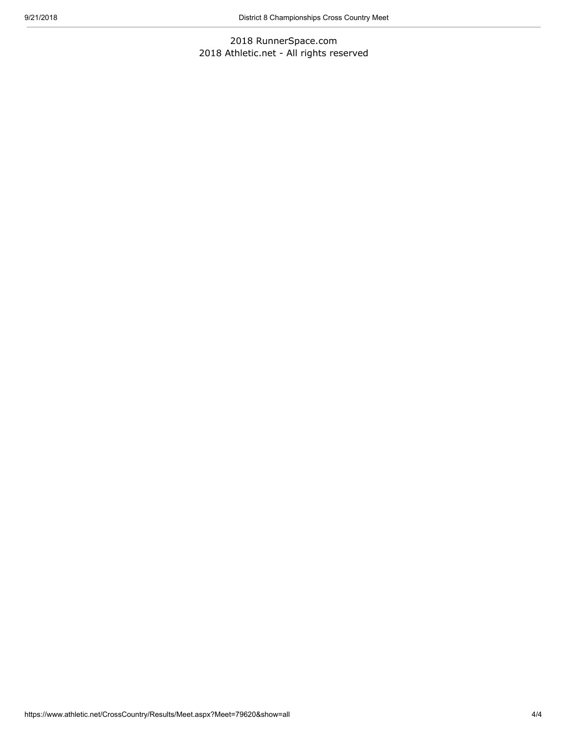2018 RunnerSpace.com
2018 Athletic.net - All rights reserved